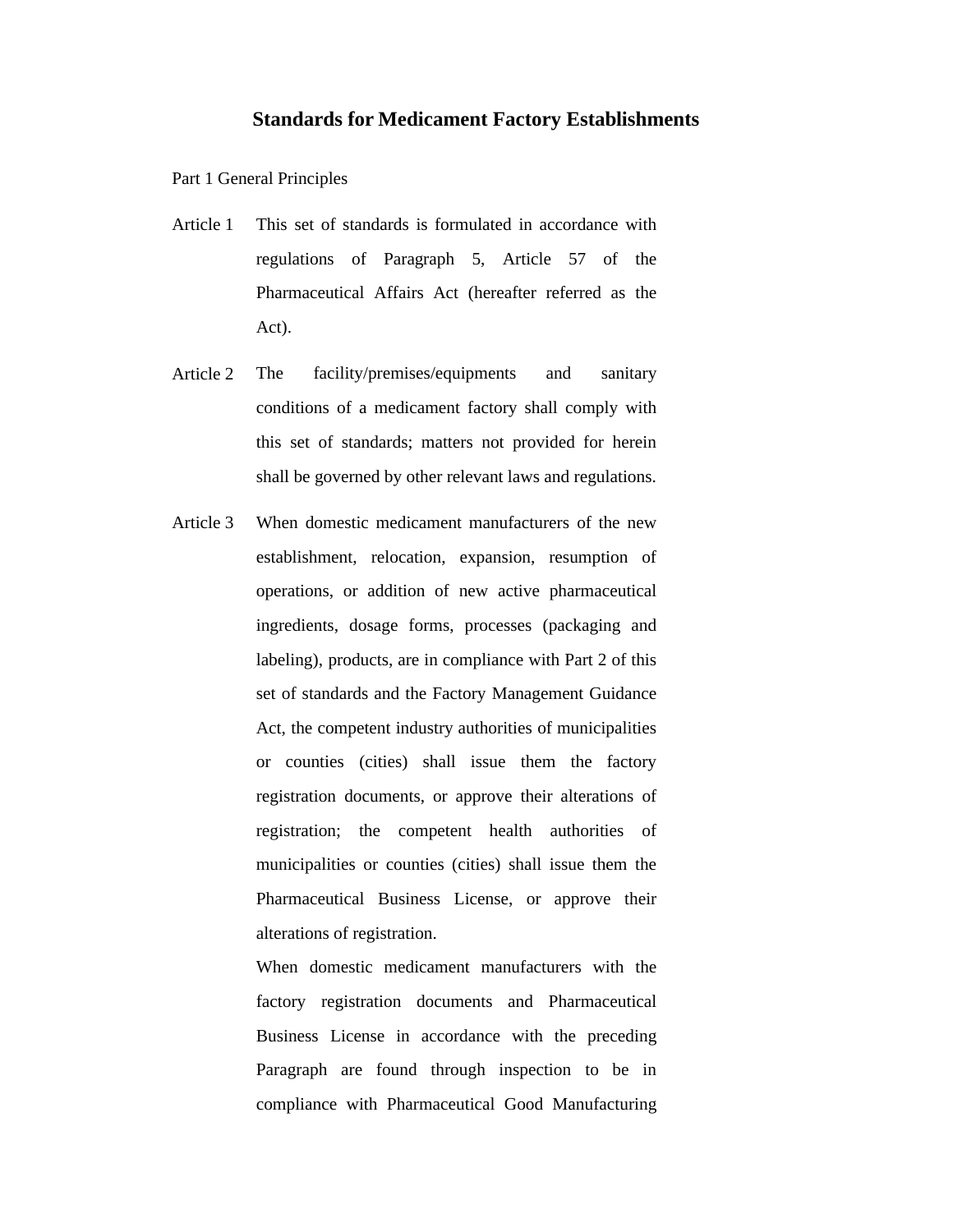# Standards for Medicament Factory Establishments

## Part 1 General Principles

Article 1 This set of standards is formulated in accordance with regulations of Paragraph 5, Article 57 of the Pharmaceutical Affairs Act (hereafter referred as the Act).

Article 2 The facility/premises/equipments and sanitary conditions of a medicament factory shall comply with this set of standards; matters not provided for herein shall be governed by other relevant laws and regulations.

Article 3 When domestic medicament manufacturers of the new establishment, relocation, expansion, resumption of operations, or addition of new active pharmaceutical ingredients, dosage forms, processes (packaging and labeling), products, are in compliance with Part 2 of this set of standards and the Factory Management Guidance Act, the competent industry authorities of municipalities or counties (cities) shall issue them the factory registration documents, or approve their alterations of registration; the competent health authorities of municipalities or counties (cities) shall issue them the Pharmaceutical Business License, or approve their alterations of registration.

When domestic medicament manufacturers with the factory registration documents and Pharmaceutical Business License in accordance with the preceding Paragraph are found through inspection to be in compliance with Pharmaceutical Good Manufacturing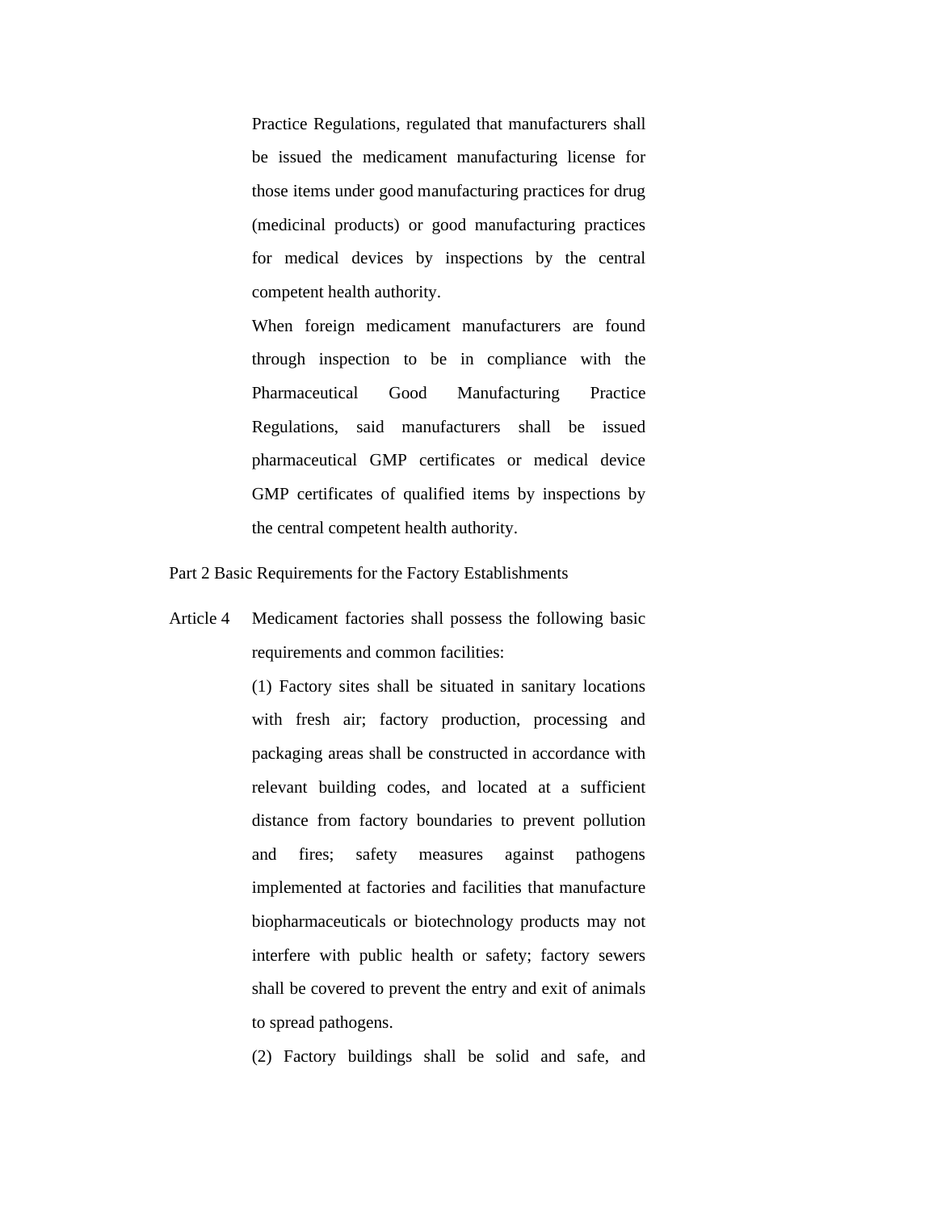Practice Regulations, regulated that manufacturers shall be issued the medicament manufacturing license for those items under good manufacturing practices for drug (medicinal products) or good manufacturing practices for medical devices by inspections by the central competent health authority.

When foreign medicament manufacturers are found through inspection to be in compliance with the Pharmaceutical Good Manufacturing Practice Regulations, said manufacturers shall be issued pharmaceutical GMP certificates or medical device GMP certificates of qualified items by inspections by the central competent health authority.

## Part 2 Basic Requirements for the Factory Establishments

Article 4 Medicament factories shall possess the following basic requirements and common facilities:

(1) Factory sites shall be situated in sanitary locations with fresh air; factory production, processing and packaging areas shall be constructed in accordance with relevant building codes, and located at a sufficient distance from factory boundaries to prevent pollution and fires; safety measures against pathogens implemented at factories and facilities that manufacture biopharmaceuticals or biotechnology products may not interfere with public health or safety; factory sewers shall be covered to prevent the entry and exit of animals to spread pathogens.

(2) Factory buildings shall be solid and safe, and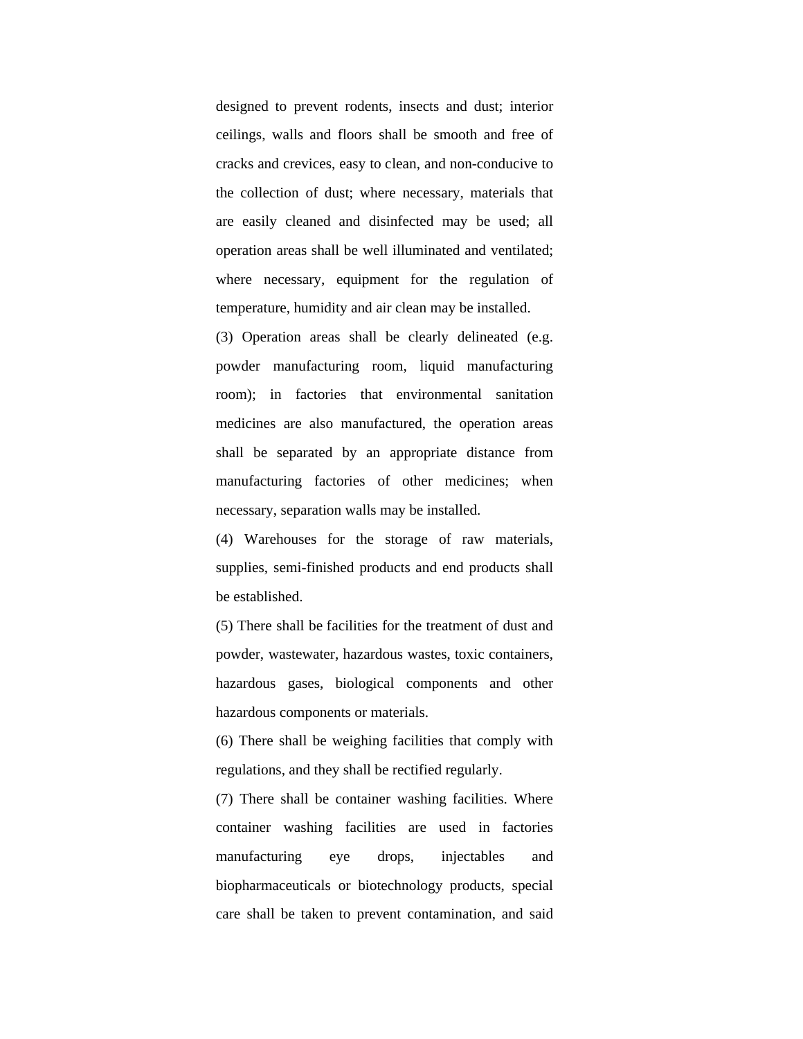designed to prevent rodents, insects and dust; interior ceilings, walls and floors shall be smooth and free of cracks and crevices, easy to clean, and non-conducive to the collection of dust; where necessary, materials that are easily cleaned and disinfected may be used; all operation areas shall be well illuminated and ventilated; where necessary, equipment for the regulation of temperature, humidity and air clean may be installed.

(3) Operation areas shall be clearly delineated (e.g. powder manufacturing room, liquid manufacturing room); in factories that environmental sanitation medicines are also manufactured, the operation areas shall be separated by an appropriate distance from manufacturing factories of other medicines; when necessary, separation walls may be installed.

(4) Warehouses for the storage of raw materials, supplies, semi-finished products and end products shall be established.

(5) There shall be facilities for the treatment of dust and powder, wastewater, hazardous wastes, toxic containers, hazardous gases, biological components and other hazardous components or materials.

(6) There shall be weighing facilities that comply with regulations, and they shall be rectified regularly.

(7) There shall be container washing facilities. Where container washing facilities are used in factories manufacturing eye drops, injectables and biopharmaceuticals or biotechnology products, special care shall be taken to prevent contamination, and said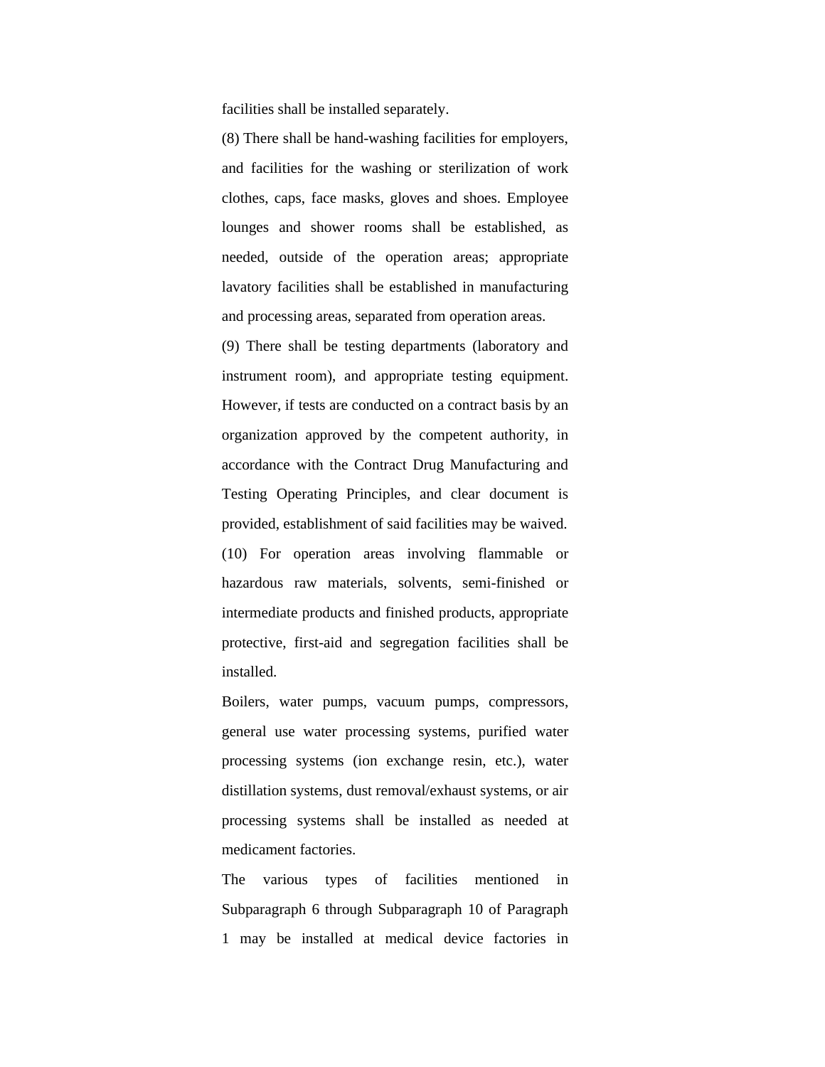facilities shall be installed separately.

(8) There shall be hand-washing facilities for employers, and facilities for the washing or sterilization of work clothes, caps, face masks, gloves and shoes. Employee lounges and shower rooms shall be established, as needed, outside of the operation areas; appropriate lavatory facilities shall be established in manufacturing and processing areas, separated from operation areas.

(9) There shall be testing departments (laboratory and instrument room), and appropriate testing equipment. However, if tests are conducted on a contract basis by an organization approved by the competent authority, in accordance with the Contract Drug Manufacturing and Testing Operating Principles, and clear document is provided, establishment of said facilities may be waived.

(10) For operation areas involving flammable or hazardous raw materials, solvents, semi-finished or intermediate products and finished products, appropriate protective, first-aid and segregation facilities shall be installed.

Boilers, water pumps, vacuum pumps, compressors, general use water processing systems, purified water processing systems (ion exchange resin, etc.), water distillation systems, dust removal/exhaust systems, or air processing systems shall be installed as needed at medicament factories.

The various types of facilities mentioned in Subparagraph 6 through Subparagraph 10 of Paragraph 1 may be installed at medical device factories in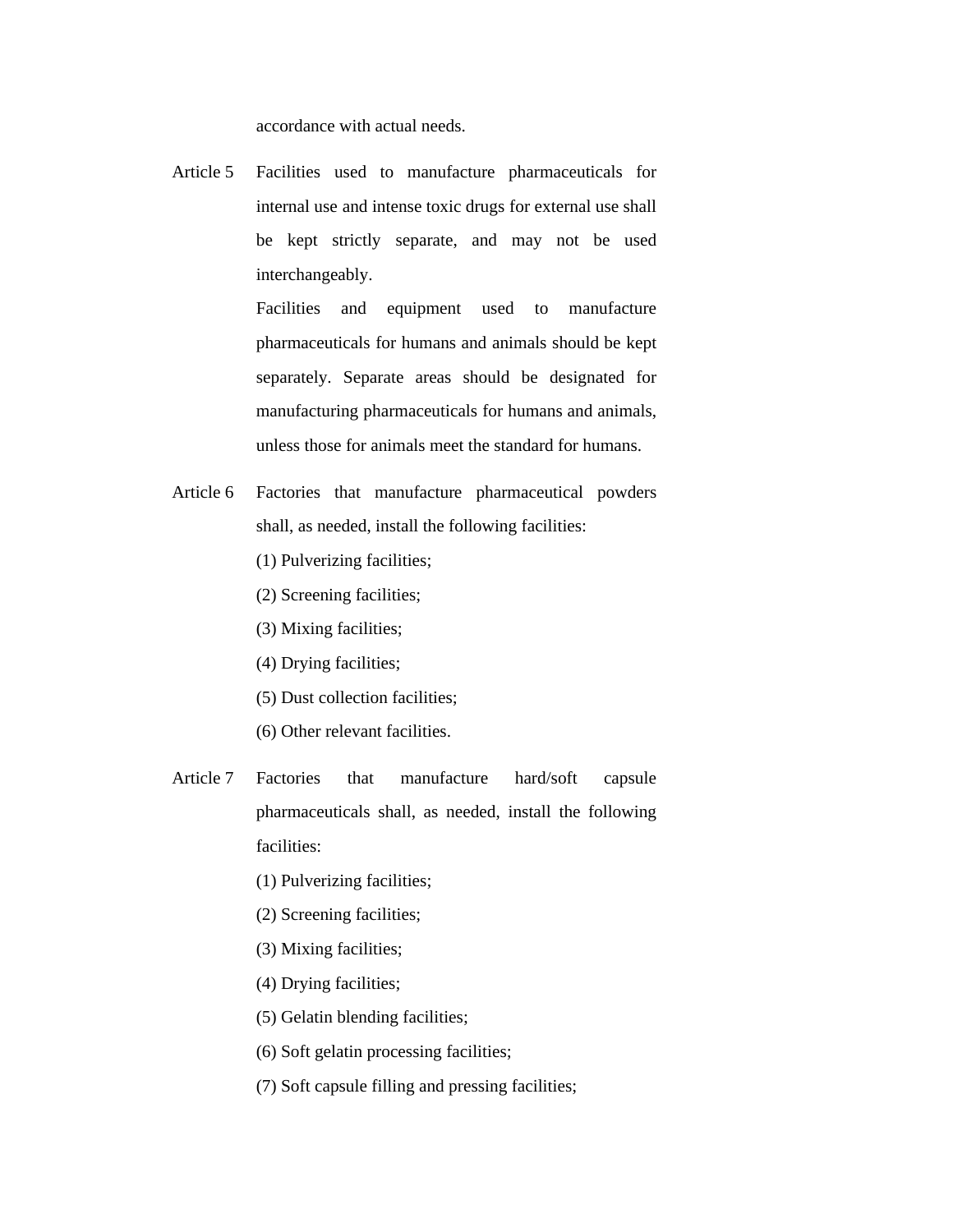accordance with actual needs.

Article 5 Facilities used to manufacture pharmaceuticals for internal use and intense toxic drugs for external use shall be kept strictly separate, and may not be used interchangeably.

Facilities and equipment used to manufacture pharmaceuticals for humans and animals should be kept separately. Separate areas should be designated for manufacturing pharmaceuticals for humans and animals, unless those for animals meet the standard for humans.

Article 6 Factories that manufacture pharmaceutical powders shall, as needed, install the following facilities:

(1) Pulverizing facilities;

(2) Screening facilities;

(3) Mixing facilities;

(4) Drying facilities;

(5) Dust collection facilities;

(6) Other relevant facilities.

Article 7 Factories that manufacture hard/soft capsule pharmaceuticals shall, as needed, install the following facilities:

(1) Pulverizing facilities;

(2) Screening facilities;

(3) Mixing facilities;

(4) Drying facilities;

(5) Gelatin blending facilities;

(6) Soft gelatin processing facilities;

(7) Soft capsule filling and pressing facilities;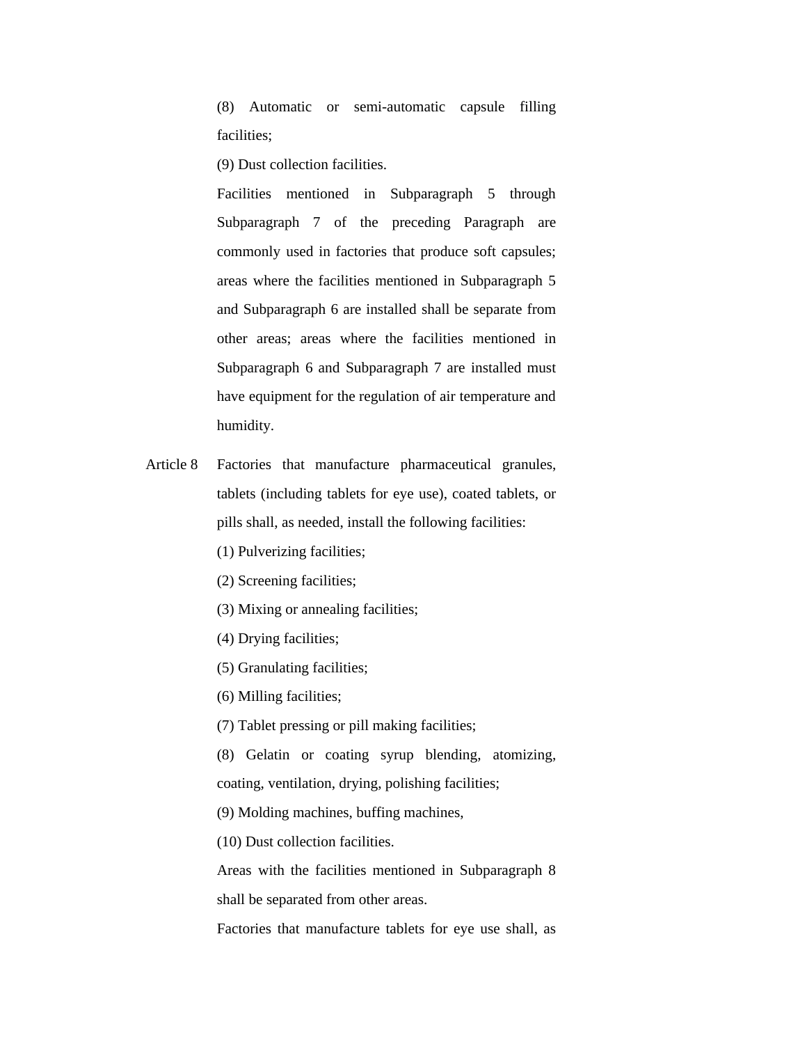(8) Automatic or semi-automatic capsule filling facilities;

(9) Dust collection facilities.

Facilities mentioned in Subparagraph 5 through Subparagraph 7 of the preceding Paragraph are commonly used in factories that produce soft capsules; areas where the facilities mentioned in Subparagraph 5 and Subparagraph 6 are installed shall be separate from other areas; areas where the facilities mentioned in Subparagraph 6 and Subparagraph 7 are installed must have equipment for the regulation of air temperature and humidity.

Article 8 Factories that manufacture pharmaceutical granules, tablets (including tablets for eye use), coated tablets, or pills shall, as needed, install the following facilities:

(1) Pulverizing facilities;

(2) Screening facilities;

(3) Mixing or annealing facilities;

(4) Drying facilities;

(5) Granulating facilities;

(6) Milling facilities;

(7) Tablet pressing or pill making facilities;

(8) Gelatin or coating syrup blending, atomizing, coating, ventilation, drying, polishing facilities;

(9) Molding machines, buffing machines,

(10) Dust collection facilities.

Areas with the facilities mentioned in Subparagraph 8 shall be separated from other areas.

Factories that manufacture tablets for eye use shall, as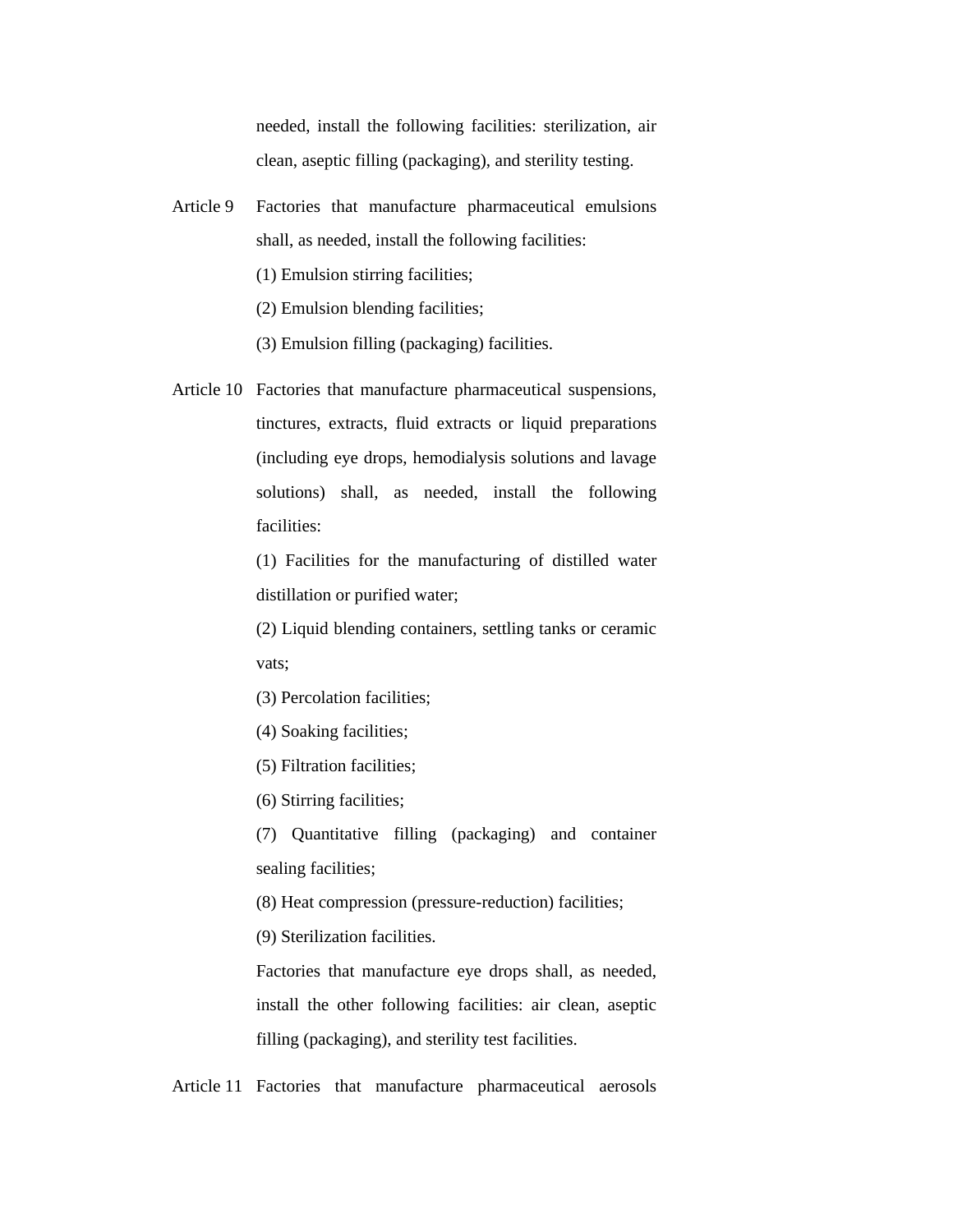needed, install the following facilities: sterilization, air clean, aseptic filling (packaging), and sterility testing.

Article 9 Factories that manufacture pharmaceutical emulsions shall, as needed, install the following facilities:

(1) Emulsion stirring facilities;

(2) Emulsion blending facilities;

(3) Emulsion filling (packaging) facilities.

Article 10 Factories that manufacture pharmaceutical suspensions, tinctures, extracts, fluid extracts or liquid preparations (including eye drops, hemodialysis solutions and lavage solutions) shall, as needed, install the following facilities:

(1) Facilities for the manufacturing of distilled water distillation or purified water;

(2) Liquid blending containers, settling tanks or ceramic vats;

(3) Percolation facilities;

(4) Soaking facilities;

(5) Filtration facilities;

(6) Stirring facilities;

(7) Quantitative filling (packaging) and container sealing facilities;

(8) Heat compression (pressure-reduction) facilities;

(9) Sterilization facilities.

Factories that manufacture eye drops shall, as needed, install the other following facilities: air clean, aseptic filling (packaging), and sterility test facilities.

Article 11 Factories that manufacture pharmaceutical aerosols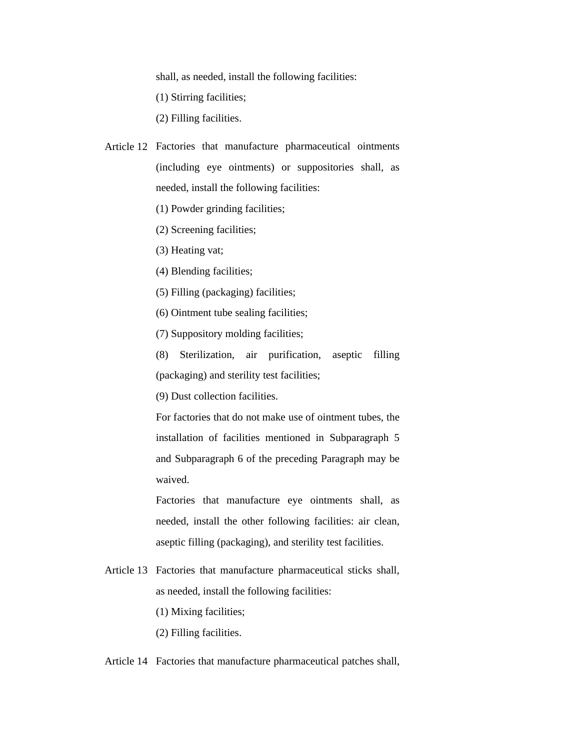shall, as needed, install the following facilities:

(1) Stirring facilities;

(2) Filling facilities.

Article 12 Factories that manufacture pharmaceutical ointments (including eye ointments) or suppositories shall, as needed, install the following facilities:

(1) Powder grinding facilities;

(2) Screening facilities;

(3) Heating vat;

(4) Blending facilities;

(5) Filling (packaging) facilities;

(6) Ointment tube sealing facilities;

(7) Suppository molding facilities;

(8) Sterilization, air purification, aseptic filling (packaging) and sterility test facilities;

(9) Dust collection facilities.

For factories that do not make use of ointment tubes, the installation of facilities mentioned in Subparagraph 5 and Subparagraph 6 of the preceding Paragraph may be waived.

Factories that manufacture eye ointments shall, as needed, install the other following facilities: air clean, aseptic filling (packaging), and sterility test facilities.

Article 13 Factories that manufacture pharmaceutical sticks shall, as needed, install the following facilities:

(1) Mixing facilities;

(2) Filling facilities.

Article 14 Factories that manufacture pharmaceutical patches shall,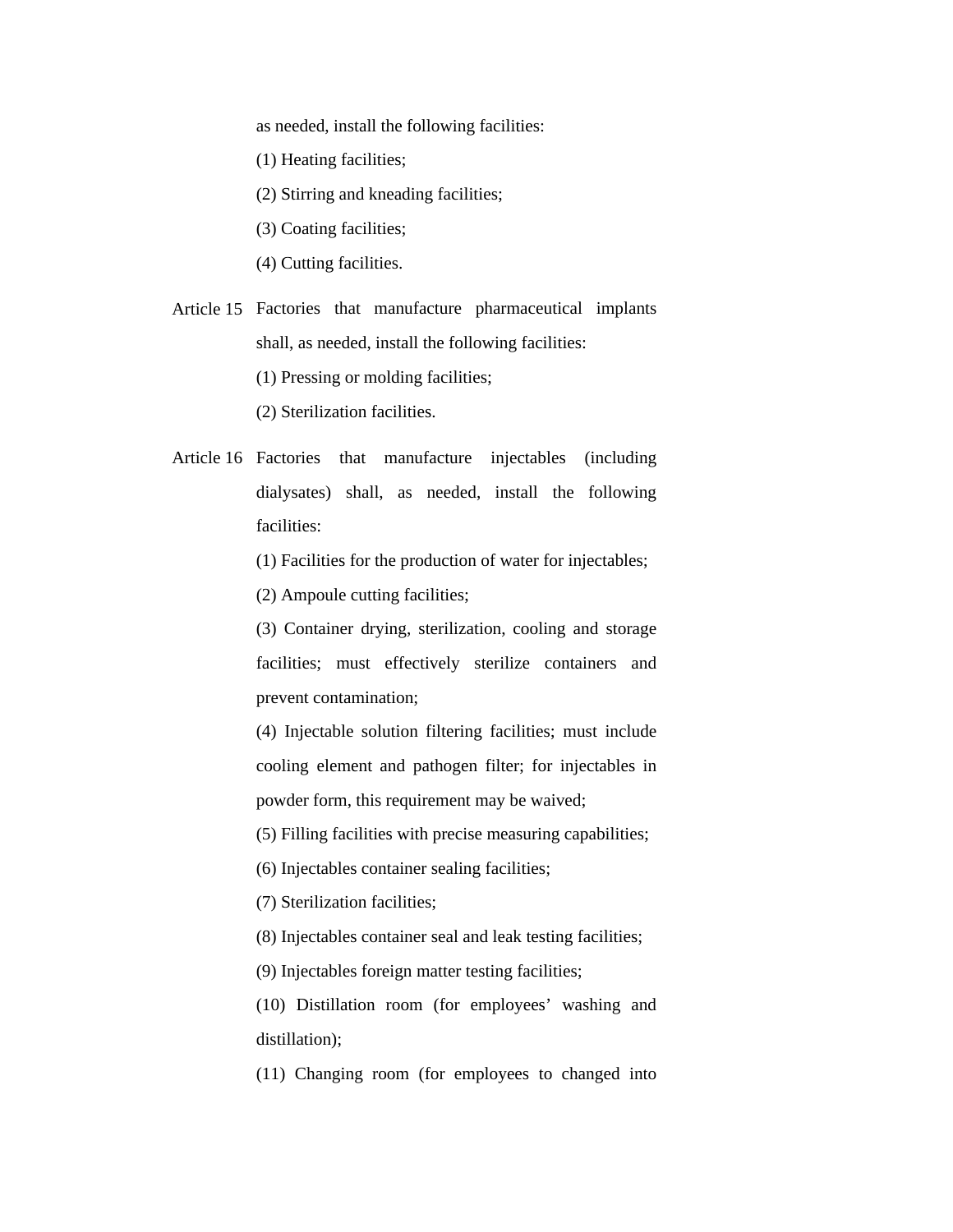as needed, install the following facilities:

(1) Heating facilities;

(2) Stirring and kneading facilities;

(3) Coating facilities;

(4) Cutting facilities.

Article 15 Factories that manufacture pharmaceutical implants shall, as needed, install the following facilities:

(1) Pressing or molding facilities;

(2) Sterilization facilities.

Article 16 Factories that manufacture injectables (including dialysates) shall, as needed, install the following facilities:

(1) Facilities for the production of water for injectables;

(2) Ampoule cutting facilities;

(3) Container drying, sterilization, cooling and storage facilities; must effectively sterilize containers and prevent contamination;

(4) Injectable solution filtering facilities; must include cooling element and pathogen filter; for injectables in powder form, this requirement may be waived;

(5) Filling facilities with precise measuring capabilities;

(6) Injectables container sealing facilities;

(7) Sterilization facilities;

(8) Injectables container seal and leak testing facilities;

(9) Injectables foreign matter testing facilities;

(10) Distillation room (for employees' washing and distillation);

(11) Changing room (for employees to changed into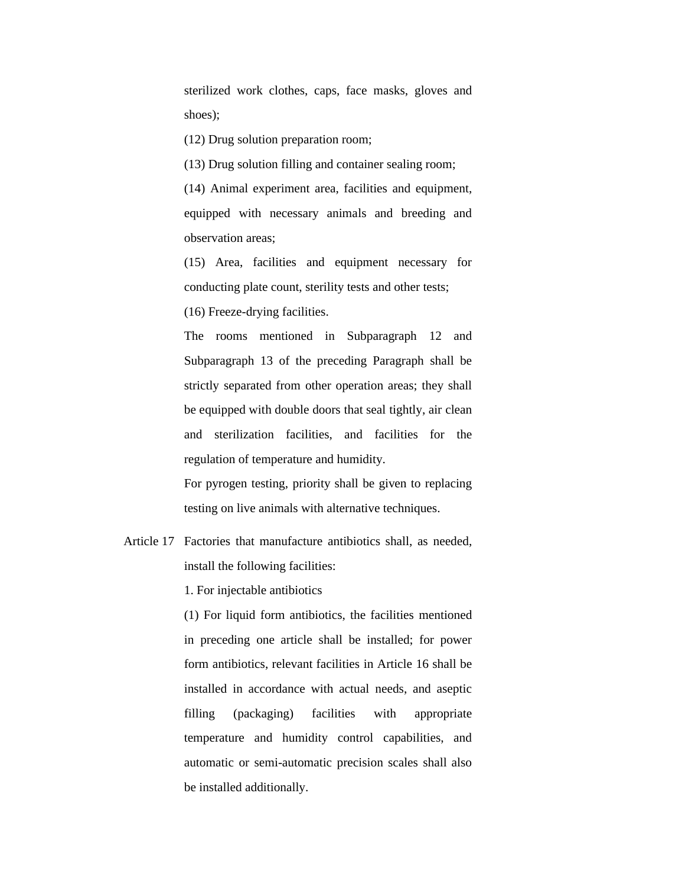sterilized work clothes, caps, face masks, gloves and shoes);

(12) Drug solution preparation room;

(13) Drug solution filling and container sealing room;

(14) Animal experiment area, facilities and equipment, equipped with necessary animals and breeding and observation areas;

(15) Area, facilities and equipment necessary for conducting plate count, sterility tests and other tests;

(16) Freeze-drying facilities.

The rooms mentioned in Subparagraph 12 and Subparagraph 13 of the preceding Paragraph shall be strictly separated from other operation areas; they shall be equipped with double doors that seal tightly, air clean and sterilization facilities, and facilities for the regulation of temperature and humidity.

For pyrogen testing, priority shall be given to replacing testing on live animals with alternative techniques.

Article 17 Factories that manufacture antibiotics shall, as needed, install the following facilities:

1. For injectable antibiotics

(1) For liquid form antibiotics, the facilities mentioned in preceding one article shall be installed; for power form antibiotics, relevant facilities in Article 16 shall be installed in accordance with actual needs, and aseptic filling (packaging) facilities with appropriate temperature and humidity control capabilities, and automatic or semi-automatic precision scales shall also be installed additionally.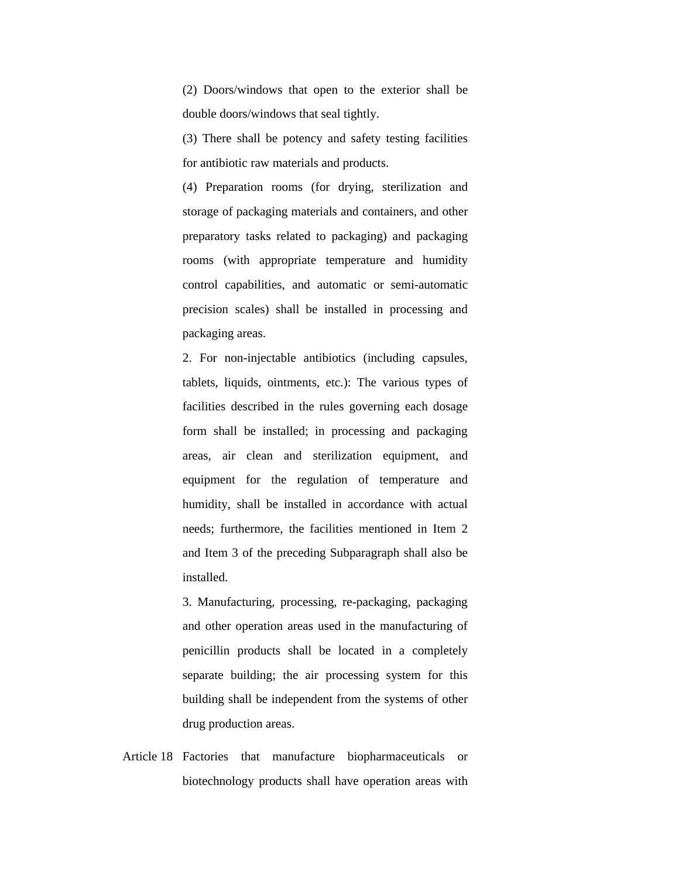(2) Doors/windows that open to the exterior shall be double doors/windows that seal tightly.

(3) There shall be potency and safety testing facilities for antibiotic raw materials and products.

(4) Preparation rooms (for drying, sterilization and storage of packaging materials and containers, and other preparatory tasks related to packaging) and packaging rooms (with appropriate temperature and humidity control capabilities, and automatic or semi-automatic precision scales) shall be installed in processing and packaging areas.

2. For non-injectable antibiotics (including capsules, tablets, liquids, ointments, etc.): The various types of facilities described in the rules governing each dosage form shall be installed; in processing and packaging areas, air clean and sterilization equipment, and equipment for the regulation of temperature and humidity, shall be installed in accordance with actual needs; furthermore, the facilities mentioned in Item 2 and Item 3 of the preceding Subparagraph shall also be installed.

3. Manufacturing, processing, re-packaging, packaging and other operation areas used in the manufacturing of penicillin products shall be located in a completely separate building; the air processing system for this building shall be independent from the systems of other drug production areas.

Article 18 Factories that manufacture biopharmaceuticals or biotechnology products shall have operation areas with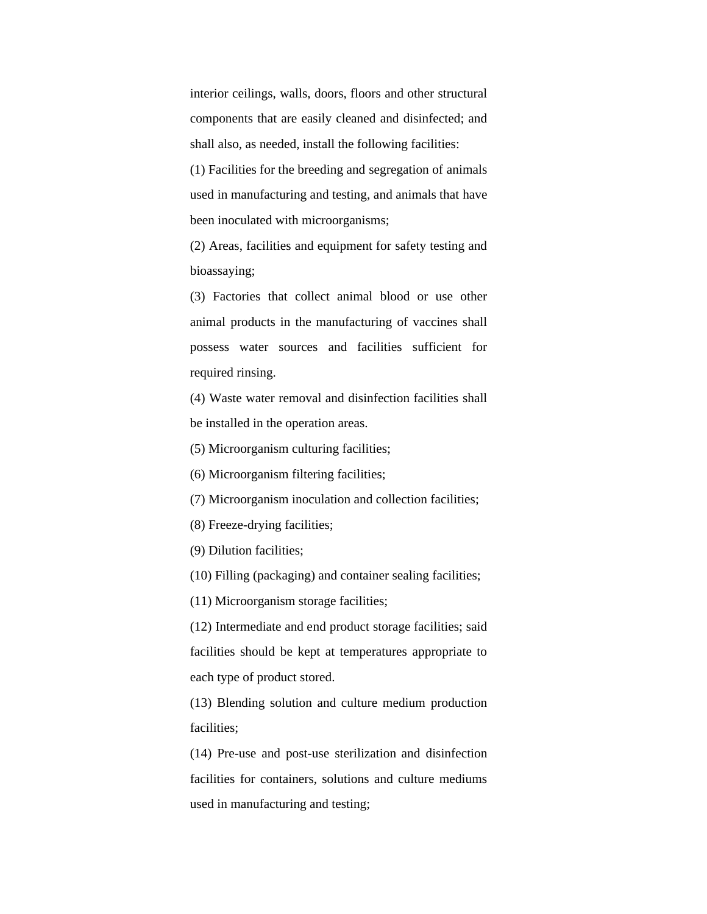interior ceilings, walls, doors, floors and other structural components that are easily cleaned and disinfected; and shall also, as needed, install the following facilities:

(1) Facilities for the breeding and segregation of animals used in manufacturing and testing, and animals that have been inoculated with microorganisms;

(2) Areas, facilities and equipment for safety testing and bioassaying;

(3) Factories that collect animal blood or use other animal products in the manufacturing of vaccines shall possess water sources and facilities sufficient for required rinsing.

(4) Waste water removal and disinfection facilities shall be installed in the operation areas.

(5) Microorganism culturing facilities;

(6) Microorganism filtering facilities;

(7) Microorganism inoculation and collection facilities;

(8) Freeze-drying facilities;

(9) Dilution facilities;

(10) Filling (packaging) and container sealing facilities;

(11) Microorganism storage facilities;

(12) Intermediate and end product storage facilities; said facilities should be kept at temperatures appropriate to each type of product stored.

(13) Blending solution and culture medium production facilities;

(14) Pre-use and post-use sterilization and disinfection facilities for containers, solutions and culture mediums used in manufacturing and testing;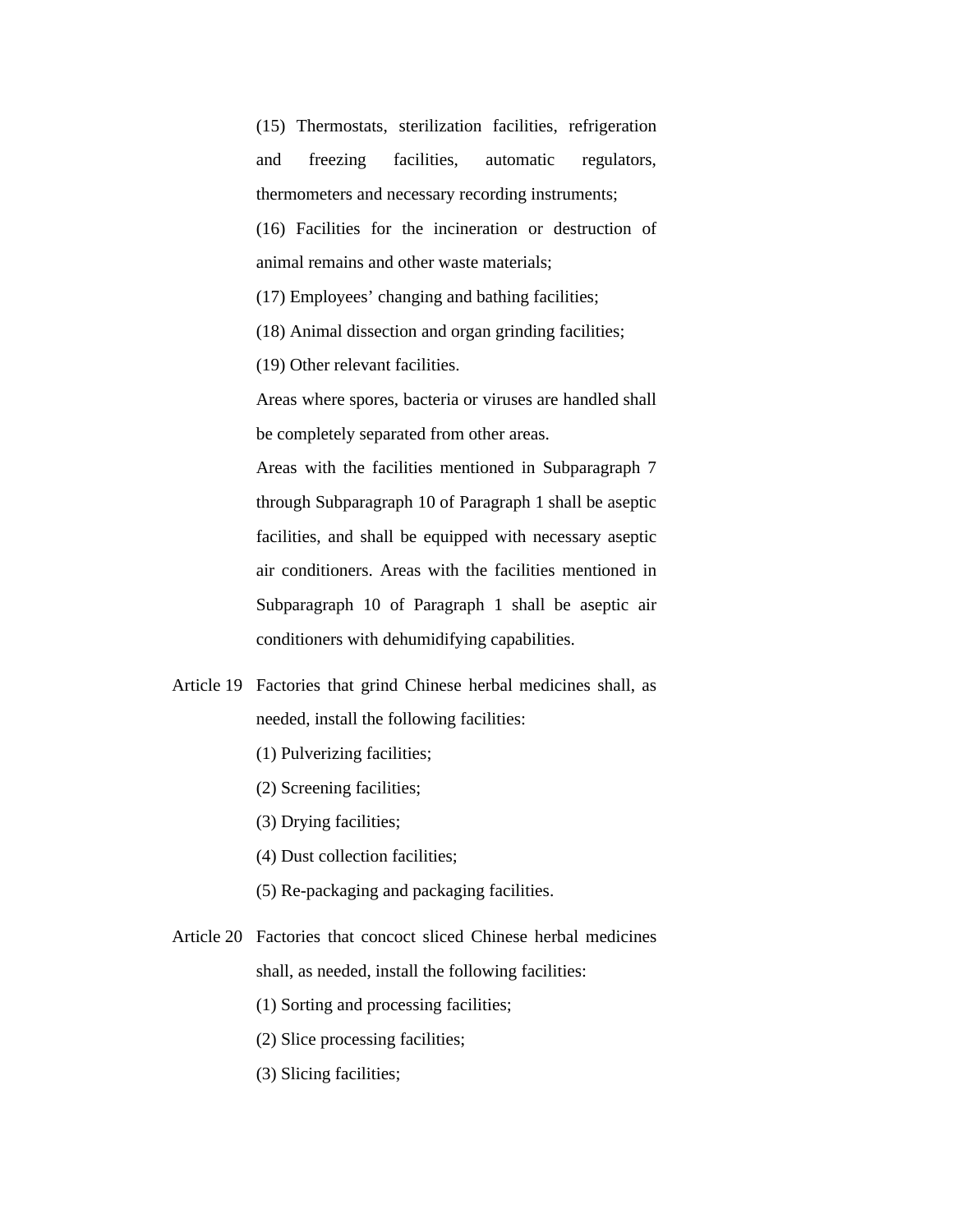(15) Thermostats, sterilization facilities, refrigeration and freezing facilities, automatic regulators, thermometers and necessary recording instruments;

(16) Facilities for the incineration or destruction of animal remains and other waste materials;

(17) Employees' changing and bathing facilities;

(18) Animal dissection and organ grinding facilities;

(19) Other relevant facilities.

Areas where spores, bacteria or viruses are handled shall be completely separated from other areas.

Areas with the facilities mentioned in Subparagraph 7 through Subparagraph 10 of Paragraph 1 shall be aseptic facilities, and shall be equipped with necessary aseptic air conditioners. Areas with the facilities mentioned in Subparagraph 10 of Paragraph 1 shall be aseptic air conditioners with dehumidifying capabilities.

**Article 19** Factories that grind Chinese herbal medicines shall, as needed, install the following facilities:

(1) Pulverizing facilities;

(2) Screening facilities;

(3) Drying facilities;

(4) Dust collection facilities;

(5) Re-packaging and packaging facilities.

**Article 20** Factories that concoct sliced Chinese herbal medicines shall, as needed, install the following facilities:

(1) Sorting and processing facilities;

(2) Slice processing facilities;

(3) Slicing facilities;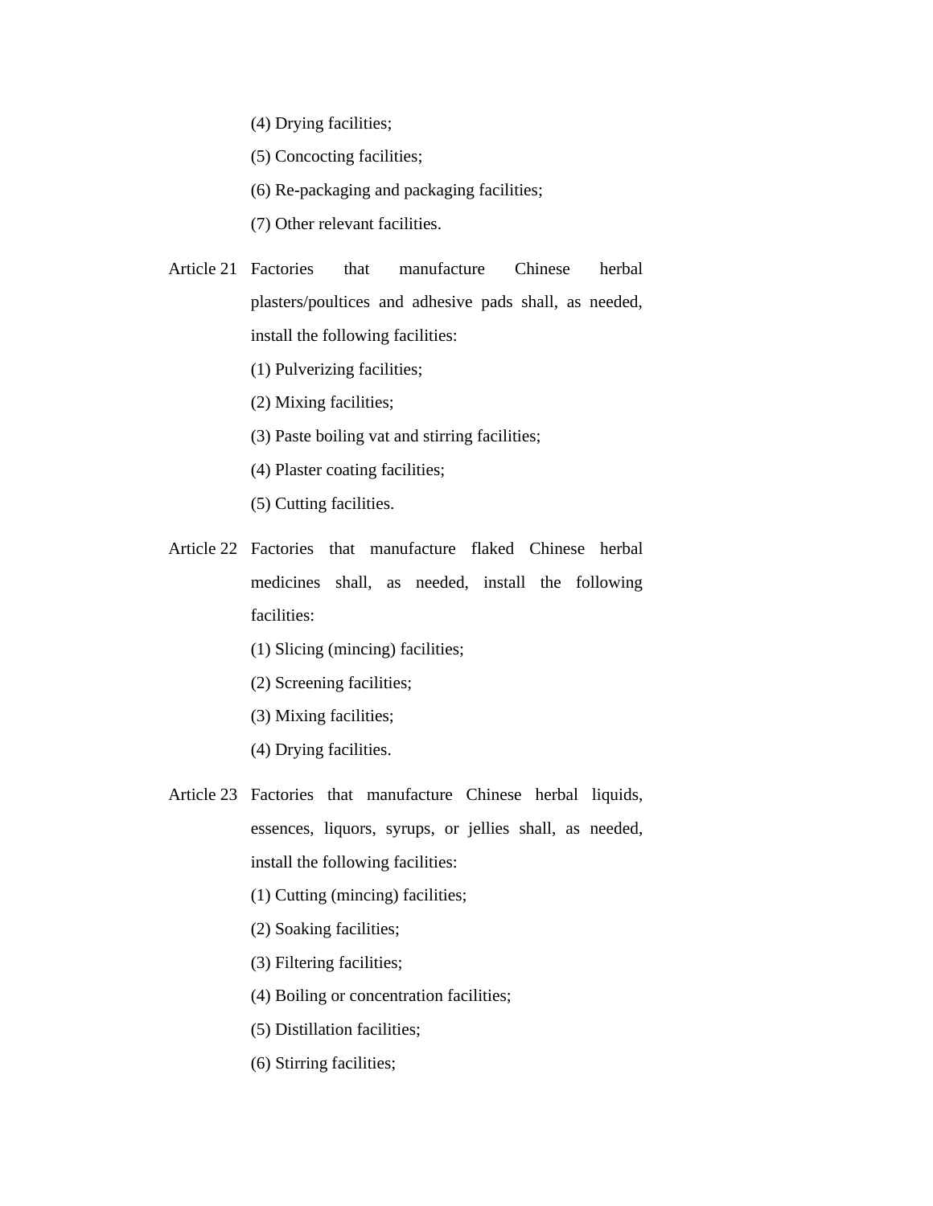(4) Drying facilities;

(5) Concocting facilities;

(6) Re-packaging and packaging facilities;

(7) Other relevant facilities.

Article 21 Factories that manufacture Chinese herbal plasters/poultices and adhesive pads shall, as needed, install the following facilities:

(1) Pulverizing facilities;

(2) Mixing facilities;

(3) Paste boiling vat and stirring facilities;

(4) Plaster coating facilities;

(5) Cutting facilities.

Article 22 Factories that manufacture flaked Chinese herbal medicines shall, as needed, install the following facilities:

(1) Slicing (mincing) facilities;

(2) Screening facilities;

(3) Mixing facilities;

(4) Drying facilities.

Article 23 Factories that manufacture Chinese herbal liquids, essences, liquors, syrups, or jellies shall, as needed, install the following facilities:

(1) Cutting (mincing) facilities;

(2) Soaking facilities;

(3) Filtering facilities;

(4) Boiling or concentration facilities;

(5) Distillation facilities;

(6) Stirring facilities;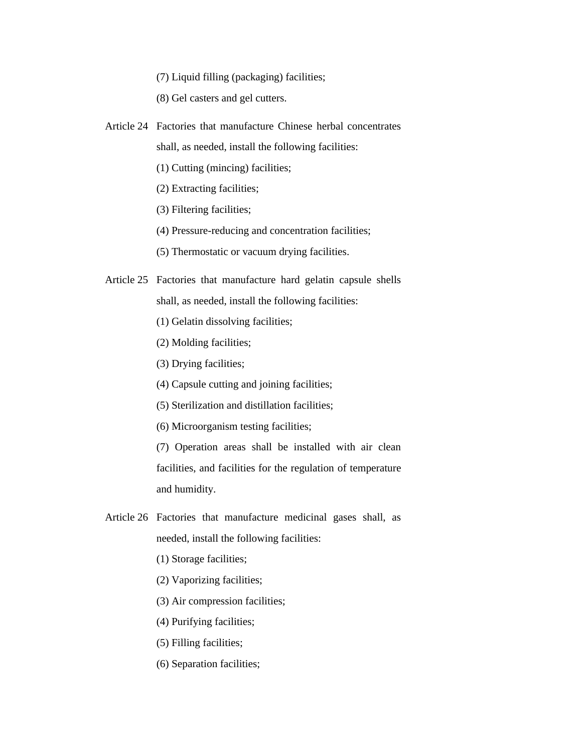(7) Liquid filling (packaging) facilities;

(8) Gel casters and gel cutters.

Article 24 Factories that manufacture Chinese herbal concentrates shall, as needed, install the following facilities:

(1) Cutting (mincing) facilities;

(2) Extracting facilities;

(3) Filtering facilities;

(4) Pressure-reducing and concentration facilities;

(5) Thermostatic or vacuum drying facilities.

Article 25 Factories that manufacture hard gelatin capsule shells shall, as needed, install the following facilities:

(1) Gelatin dissolving facilities;

(2) Molding facilities;

(3) Drying facilities;

(4) Capsule cutting and joining facilities;

(5) Sterilization and distillation facilities;

(6) Microorganism testing facilities;

(7) Operation areas shall be installed with air clean facilities, and facilities for the regulation of temperature and humidity.

Article 26 Factories that manufacture medicinal gases shall, as needed, install the following facilities:

(1) Storage facilities;

(2) Vaporizing facilities;

(3) Air compression facilities;

(4) Purifying facilities;

(5) Filling facilities;

(6) Separation facilities;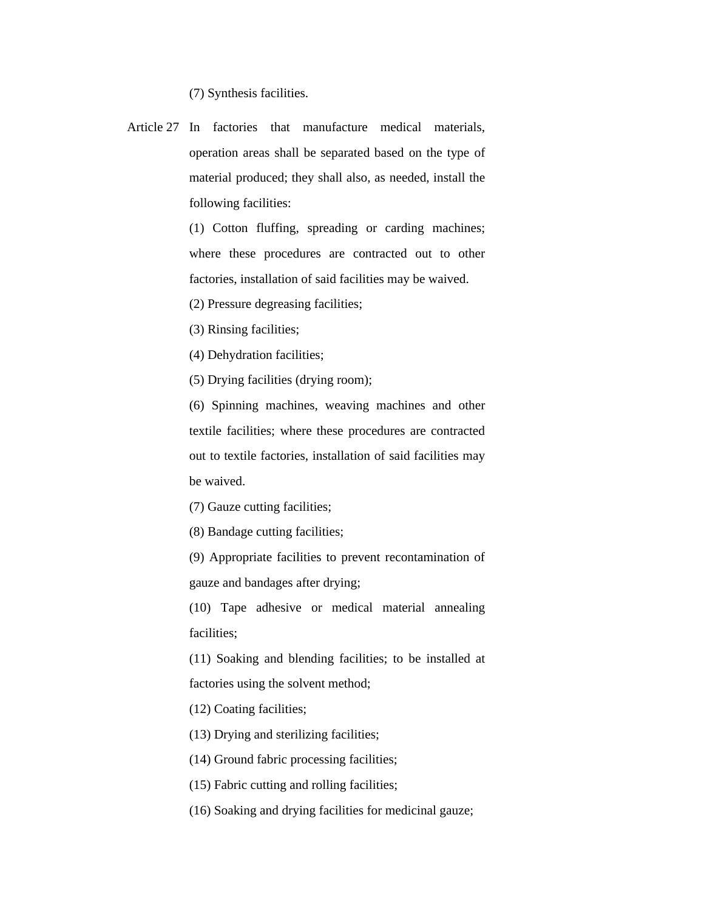(7) Synthesis facilities.

Article 27 In factories that manufacture medical materials, operation areas shall be separated based on the type of material produced; they shall also, as needed, install the following facilities:

(1) Cotton fluffing, spreading or carding machines; where these procedures are contracted out to other factories, installation of said facilities may be waived.

(2) Pressure degreasing facilities;

(3) Rinsing facilities;

(4) Dehydration facilities;

(5) Drying facilities (drying room);

(6) Spinning machines, weaving machines and other textile facilities; where these procedures are contracted out to textile factories, installation of said facilities may be waived.

(7) Gauze cutting facilities;

(8) Bandage cutting facilities;

(9) Appropriate facilities to prevent recontamination of gauze and bandages after drying;

(10) Tape adhesive or medical material annealing facilities;

(11) Soaking and blending facilities; to be installed at factories using the solvent method;

(12) Coating facilities;

(13) Drying and sterilizing facilities;

(14) Ground fabric processing facilities;

(15) Fabric cutting and rolling facilities;

(16) Soaking and drying facilities for medicinal gauze;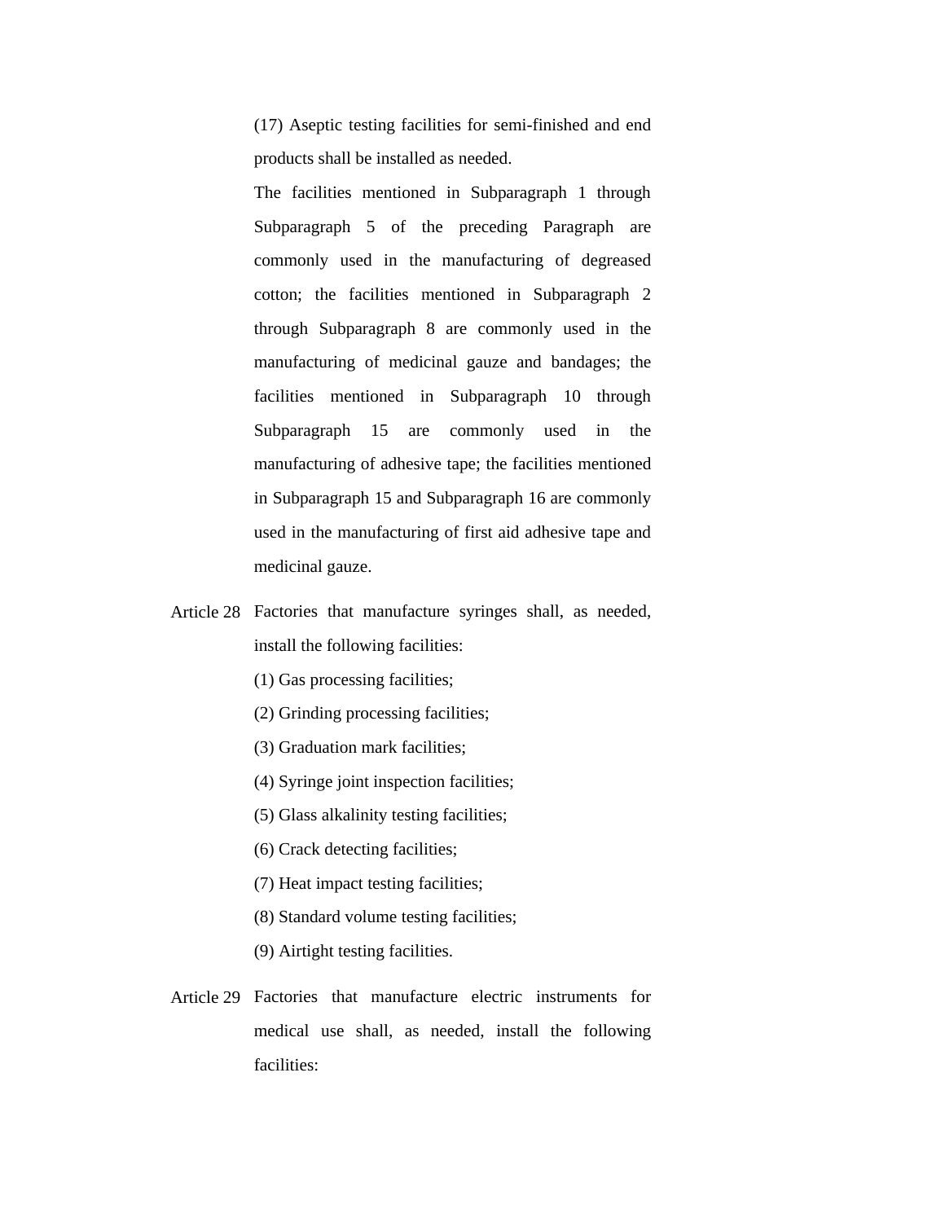(17) Aseptic testing facilities for semi-finished and end products shall be installed as needed.

The facilities mentioned in Subparagraph 1 through Subparagraph 5 of the preceding Paragraph are commonly used in the manufacturing of degreased cotton; the facilities mentioned in Subparagraph 2 through Subparagraph 8 are commonly used in the manufacturing of medicinal gauze and bandages; the facilities mentioned in Subparagraph 10 through Subparagraph 15 are commonly used in the manufacturing of adhesive tape; the facilities mentioned in Subparagraph 15 and Subparagraph 16 are commonly used in the manufacturing of first aid adhesive tape and medicinal gauze.

Article 28 Factories that manufacture syringes shall, as needed, install the following facilities:

(1) Gas processing facilities;

(2) Grinding processing facilities;

(3) Graduation mark facilities;

(4) Syringe joint inspection facilities;

(5) Glass alkalinity testing facilities;

(6) Crack detecting facilities;

(7) Heat impact testing facilities;

(8) Standard volume testing facilities;

(9) Airtight testing facilities.

Article 29 Factories that manufacture electric instruments for medical use shall, as needed, install the following facilities: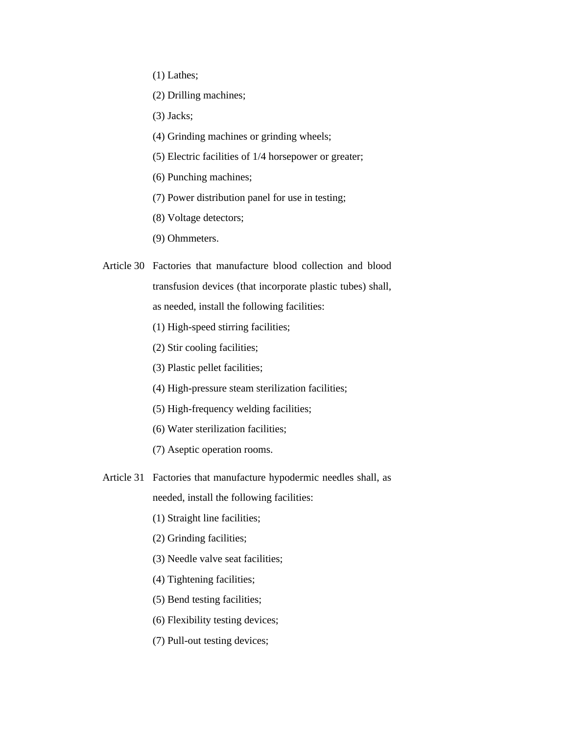(1) Lathes;

(2) Drilling machines;

(3) Jacks;

(4) Grinding machines or grinding wheels;

(5) Electric facilities of 1/4 horsepower or greater;

(6) Punching machines;

(7) Power distribution panel for use in testing;

(8) Voltage detectors;

(9) Ohmmeters.

Article 30 Factories that manufacture blood collection and blood transfusion devices (that incorporate plastic tubes) shall, as needed, install the following facilities:

(1) High-speed stirring facilities;

(2) Stir cooling facilities;

(3) Plastic pellet facilities;

(4) High-pressure steam sterilization facilities;

(5) High-frequency welding facilities;

(6) Water sterilization facilities;

(7) Aseptic operation rooms.

Article 31 Factories that manufacture hypodermic needles shall, as needed, install the following facilities:

(1) Straight line facilities;

(2) Grinding facilities;

(3) Needle valve seat facilities;

(4) Tightening facilities;

(5) Bend testing facilities;

(6) Flexibility testing devices;

(7) Pull-out testing devices;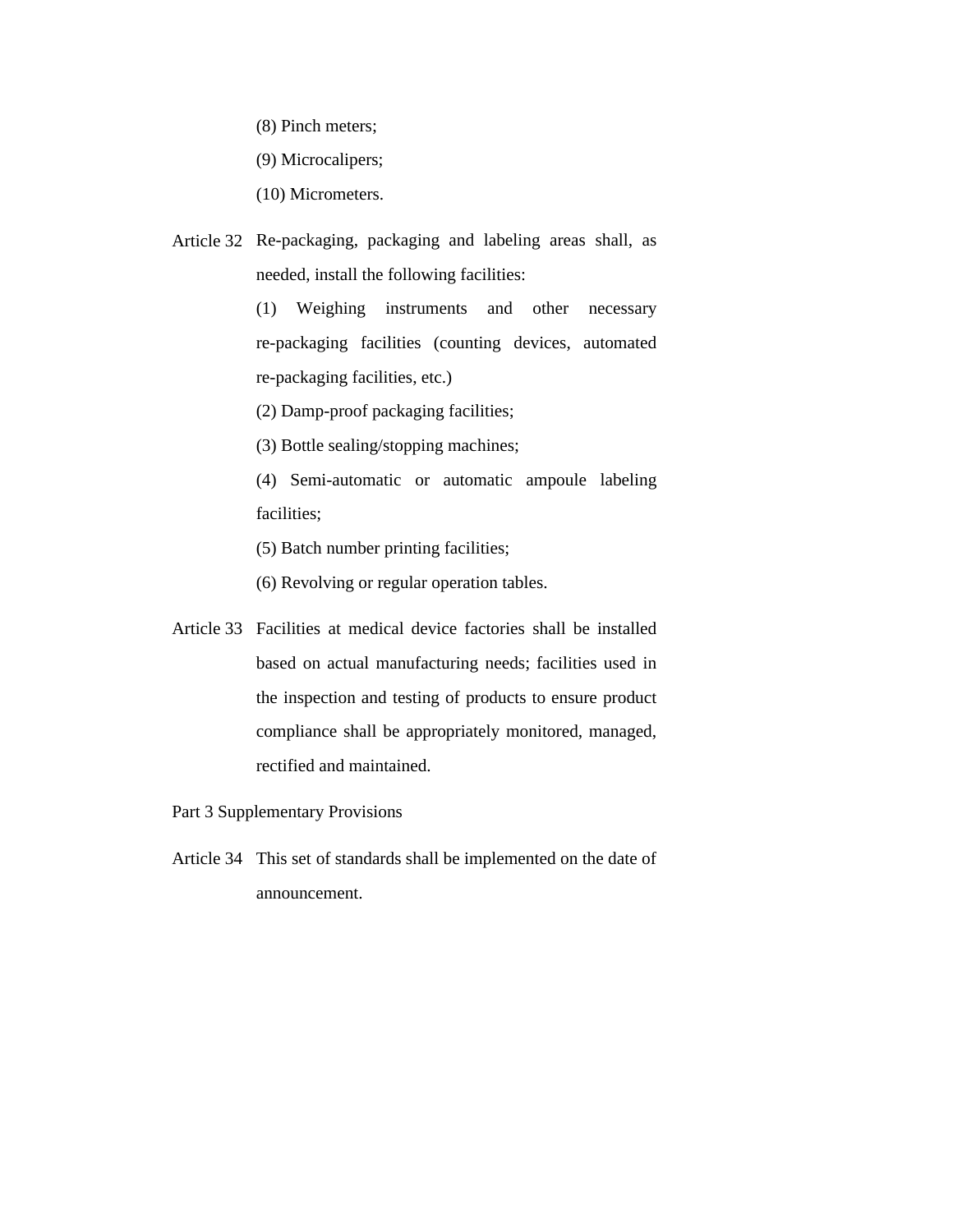(8) Pinch meters;

(9) Microcalipers;

(10) Micrometers.

Article 32 Re-packaging, packaging and labeling areas shall, as needed, install the following facilities:

(1) Weighing instruments and other necessary re-packaging facilities (counting devices, automated re-packaging facilities, etc.)

(2) Damp-proof packaging facilities;

(3) Bottle sealing/stopping machines;

(4) Semi-automatic or automatic ampoule labeling facilities;

(5) Batch number printing facilities;

(6) Revolving or regular operation tables.

Article 33 Facilities at medical device factories shall be installed based on actual manufacturing needs; facilities used in the inspection and testing of products to ensure product compliance shall be appropriately monitored, managed, rectified and maintained.

Part 3 Supplementary Provisions

Article 34 This set of standards shall be implemented on the date of announcement.